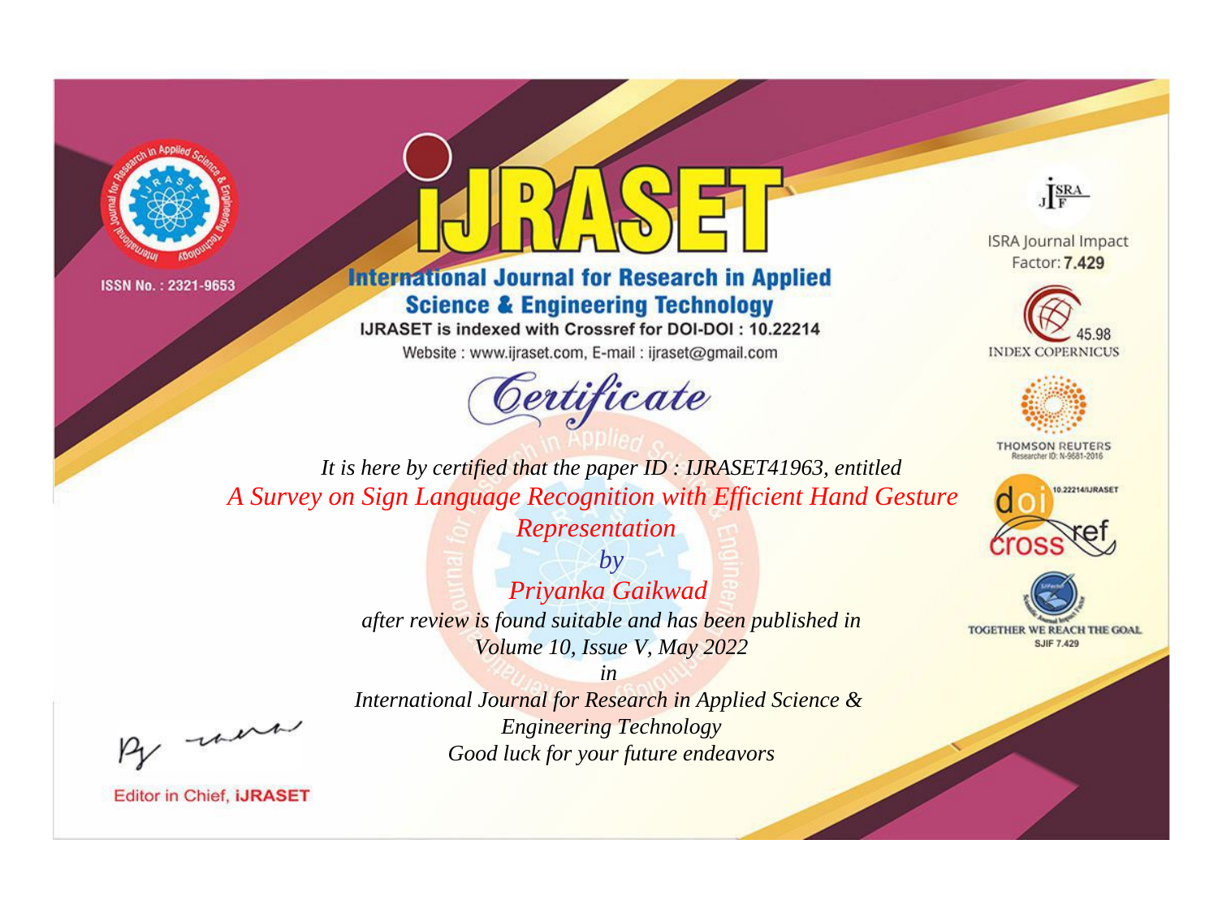ISSN No. : 2321-9653

# IJRASET

## International Journal for Research in Applied Science & Engineering Technology

IJRASET is indexed with Crossref for DOI-DOI : 10.22214

Website : www.ijraset.com, E-mail : ijraset@gmail.com

ISRA Journal Impact Factor: **7.429**

45.98 INDEX COPERNICUS

THOMSON REUTERS Researcher ID: N-9681-2016

10.22214/IJRASET

TOGETHER WE REACH THE GOAL SJIF 7.429

# Certificate

*It is here by certified that the paper ID : IJRASET41963, entitled*

*A Survey on Sign Language Recognition with Efficient Hand Gesture Representation*

*by*

*Priyanka Gaikwad*

*after review is found suitable and has been published in*

*Volume 10, Issue V, May 2022*

*in*

*International Journal for Research in Applied Science & Engineering Technology*

*Good luck for your future endeavors*

Editor in Chief, **iJRASET**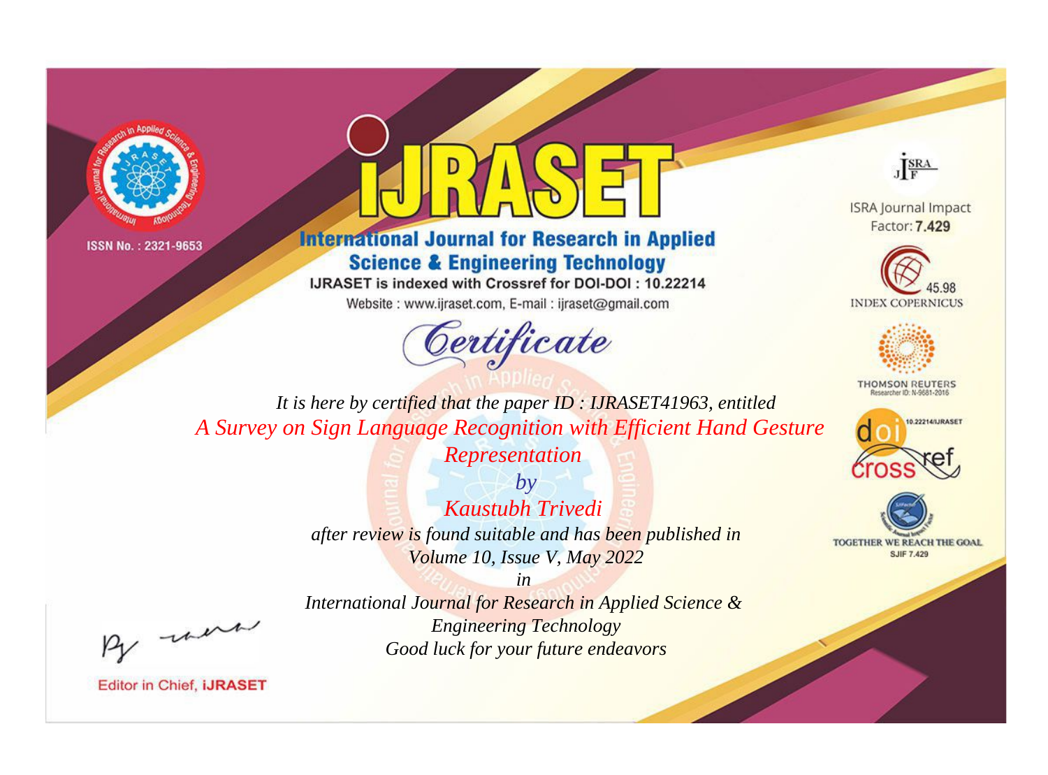ISSN No. : 2321-9653

# iJRASET

## International Journal for Research in Applied Science & Engineering Technology

IJRASET is indexed with Crossref for DOI-DOI : 10.22214

Website : www.ijraset.com, E-mail : ijraset@gmail.com

ISRA Journal Impact Factor: **7.429**

45.98 INDEX COPERNICUS

THOMSON REUTERS Researcher ID: N-9681-2016

10.22214/IJRASET

TOGETHER WE REACH THE GOAL SJIF 7.429

# Certificate

*It is here by certified that the paper ID : IJRASET41963, entitled*

*A Survey on Sign Language Recognition with Efficient Hand Gesture Representation*

*by*

*Kaustubh Trivedi*

*after review is found suitable and has been published in*

*Volume 10, Issue V, May 2022*

*in*

*International Journal for Research in Applied Science & Engineering Technology*

*Good luck for your future endeavors*

Editor in Chief, **iJRASET**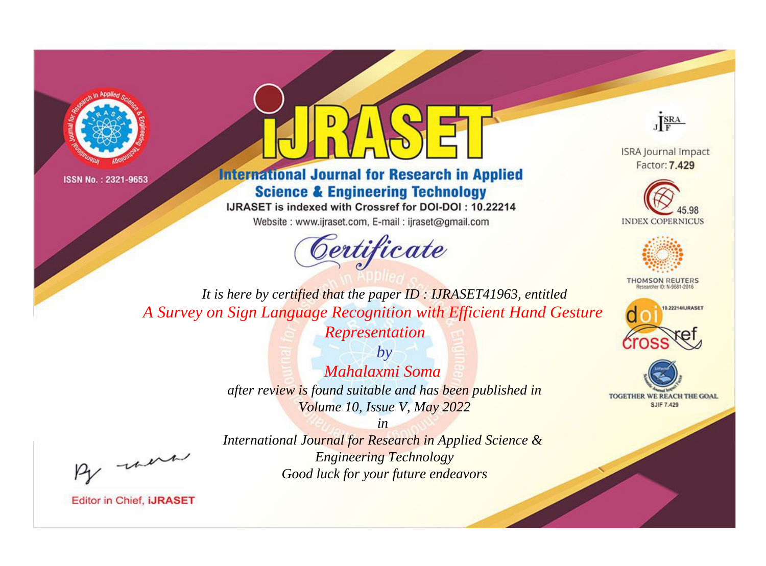ISSN No. : 2321-9653

# iJRASET

## International Journal for Research in Applied Science & Engineering Technology

IJRASET is indexed with Crossref for DOI-DOI : 10.22214

Website : www.ijraset.com, E-mail : ijraset@gmail.com

ISRA Journal Impact Factor: **7.429**

45.98 INDEX COPERNICUS

THOMSON REUTERS Researcher ID: N-9681-2016

10.22214/IJRASET

TOGETHER WE REACH THE GOAL SJIF 7.429

# *Certificate*

*It is here by certified that the paper ID : IJRASET41963, entitled*

*A Survey on Sign Language Recognition with Efficient Hand Gesture Representation*

*by*

*Mahalaxmi Soma*

*after review is found suitable and has been published in*

*Volume 10, Issue V, May 2022*

*in*

*International Journal for Research in Applied Science & Engineering Technology*

*Good luck for your future endeavors*

Editor in Chief, **iJRASET**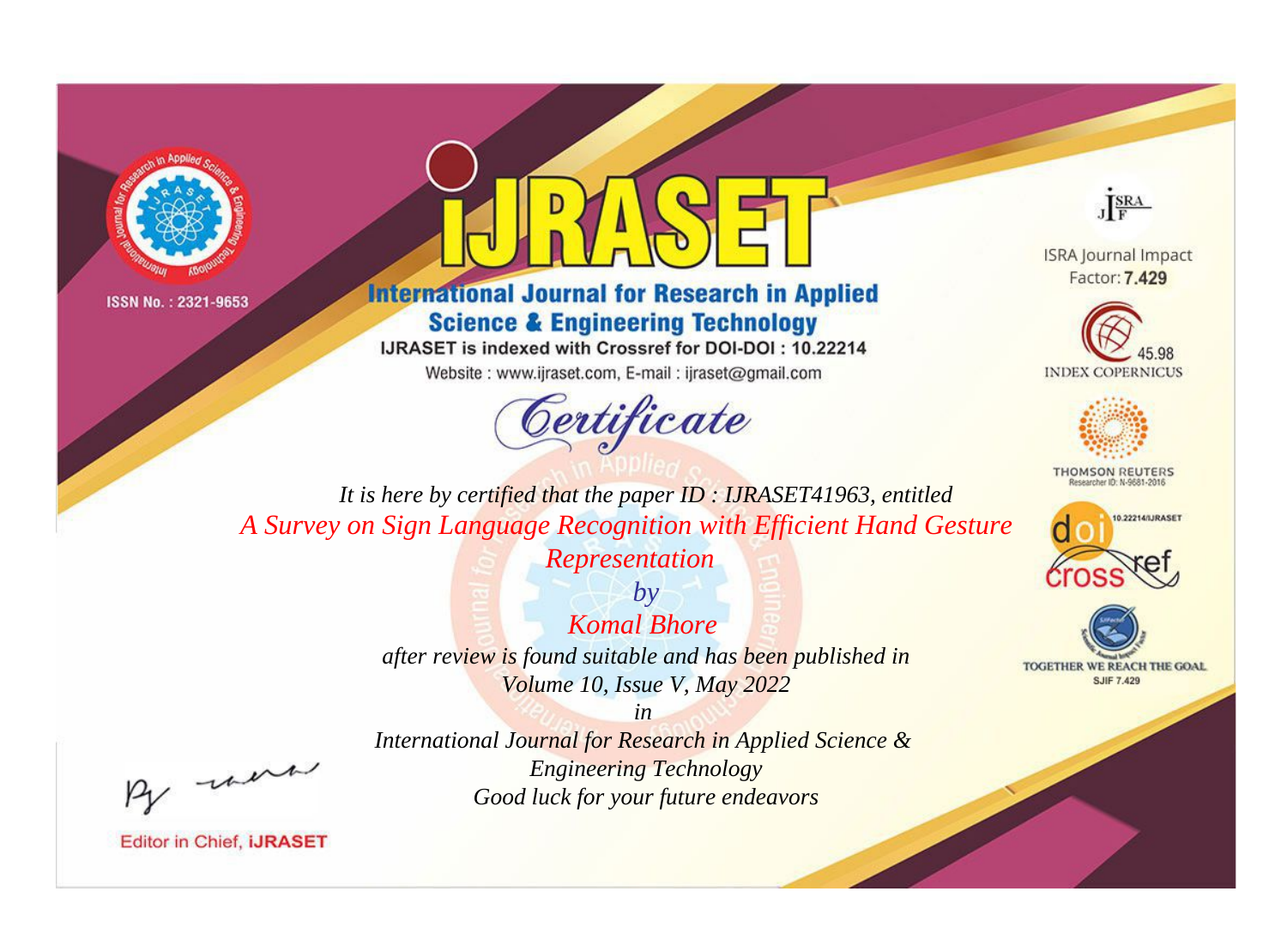ISSN No. : 2321-9653

# IJRASET

## International Journal for Research in Applied Science & Engineering Technology

IJRASET is indexed with Crossref for DOI-DOI : 10.22214

Website : www.ijraset.com, E-mail : ijraset@gmail.com

ISRA Journal Impact Factor: **7.429**

45.98 INDEX COPERNICUS

THOMSON REUTERS Researcher ID: N-9681-2016

10.22214/IJRASET

TOGETHER WE REACH THE GOAL SJIF 7.429

# *Certificate*

*It is here by certified that the paper ID : IJRASET41963, entitled*

*A Survey on Sign Language Recognition with Efficient Hand Gesture Representation*

*by*

*Komal Bhore*

*after review is found suitable and has been published in*

*Volume 10, Issue V, May 2022*

*in*

*International Journal for Research in Applied Science & Engineering Technology*

*Good luck for your future endeavors*

Editor in Chief, **iJRASET**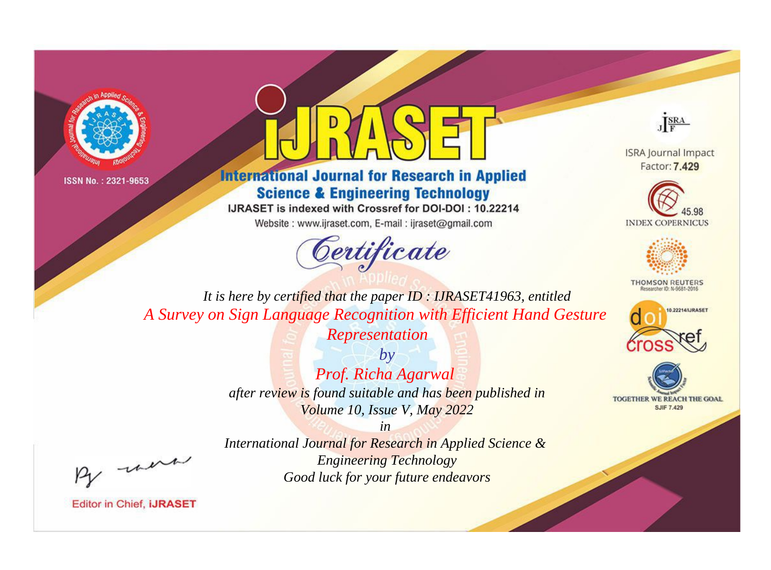ISSN No. : 2321-9653

# iJRASET

## International Journal for Research in Applied Science & Engineering Technology

IJRASET is indexed with Crossref for DOI-DOI : 10.22214

Website : www.ijraset.com, E-mail : ijraset@gmail.com

ISRA Journal Impact Factor: **7.429**

45.98 INDEX COPERNICUS

THOMSON REUTERS Researcher ID: N-9681-2016

10.22214/IJRASET

TOGETHER WE REACH THE GOAL SJIF 7.429

*Certificate*

*It is here by certified that the paper ID : IJRASET41963, entitled*

*A Survey on Sign Language Recognition with Efficient Hand Gesture Representation*

*by*

*Prof. Richa Agarwal*

*after review is found suitable and has been published in*

*Volume 10, Issue V, May 2022*

*in*

*International Journal for Research in Applied Science & Engineering Technology*

*Good luck for your future endeavors*

Editor in Chief, **iJRASET**